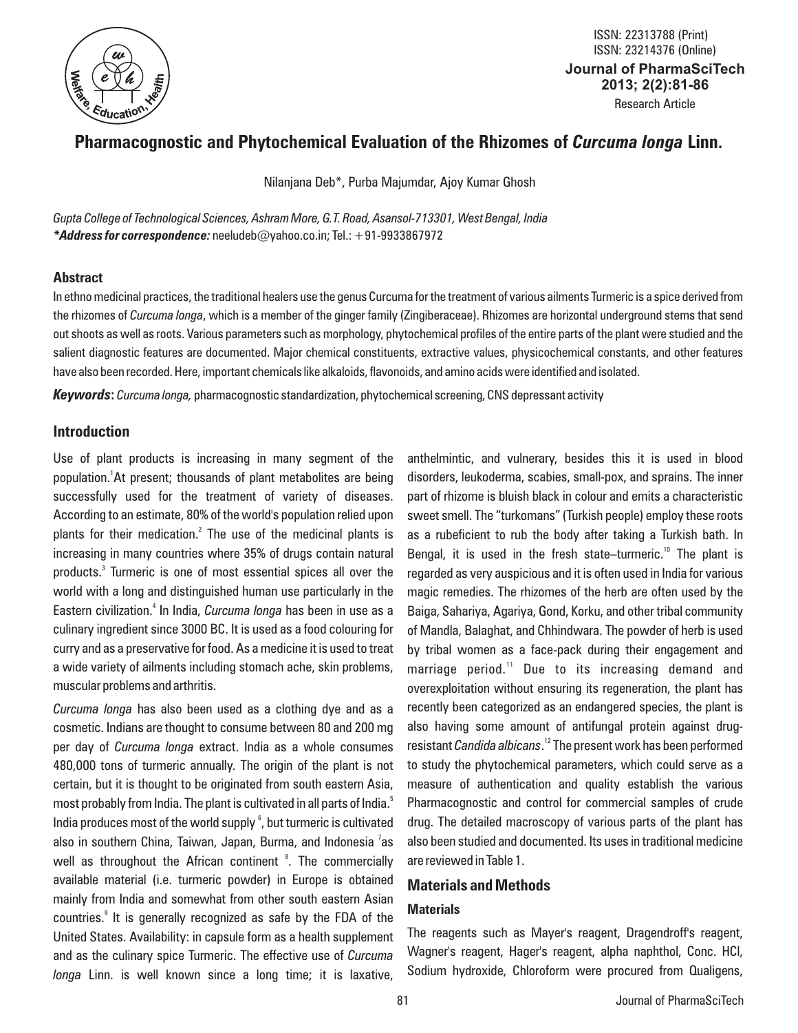# Pharmacognostic and Phytochemical Evaluation of the Rhizomes of *Curcuma longa* Linn.

Nilanjana Deb*, Purba Majumdar, Ajoy Kumar Ghosh

*Gupta College of Technological Sciences, Ashram More, G.T. Road, Asansol-713301, West Bengal, India*
***Address for correspondence:** neeludeb@yahoo.co.in; Tel.: +91-9933867972

## Abstract

In ethno medicinal practices, the traditional healers use the genus Curcuma for the treatment of various ailments Turmeric is a spice derived from the rhizomes of *Curcuma longa*, which is a member of the ginger family (Zingiberaceae). Rhizomes are horizontal underground stems that send out shoots as well as roots. Various parameters such as morphology, phytochemical profiles of the entire parts of the plant were studied and the salient diagnostic features are documented. Major chemical constituents, extractive values, physicochemical constants, and other features have also been recorded. Here, important chemicals like alkaloids, flavonoids, and amino acids were identified and isolated.

***Keywords:*** *Curcuma longa,* pharmacognostic standardization, phytochemical screening, CNS depressant activity

## Introduction

Use of plant products is increasing in many segment of the population.[1] At present; thousands of plant metabolites are being successfully used for the treatment of variety of diseases. According to an estimate, 80% of the world's population relied upon plants for their medication.[2] The use of the medicinal plants is increasing in many countries where 35% of drugs contain natural products.[3] Turmeric is one of most essential spices all over the world with a long and distinguished human use particularly in the Eastern civilization.[4] In India, *Curcuma longa* has been in use as a culinary ingredient since 3000 BC. It is used as a food colouring for curry and as a preservative for food. As a medicine it is used to treat a wide variety of ailments including stomach ache, skin problems, muscular problems and arthritis.

*Curcuma longa* has also been used as a clothing dye and as a cosmetic. Indians are thought to consume between 80 and 200 mg per day of *Curcuma longa* extract. India as a whole consumes 480,000 tons of turmeric annually. The origin of the plant is not certain, but it is thought to be originated from south eastern Asia, most probably from India. The plant is cultivated in all parts of India.[5] India produces most of the world supply [6], but turmeric is cultivated also in southern China, Taiwan, Japan, Burma, and Indonesia [7] as well as throughout the African continent [8]. The commercially available material (i.e. turmeric powder) in Europe is obtained mainly from India and somewhat from other south eastern Asian countries.[9] It is generally recognized as safe by the FDA of the United States. Availability: in capsule form as a health supplement and as the culinary spice Turmeric. The effective use of *Curcuma longa* Linn. is well known since a long time; it is laxative, anthelmintic, and vulnerary, besides this it is used in blood disorders, leukoderma, scabies, small-pox, and sprains. The inner part of rhizome is bluish black in colour and emits a characteristic sweet smell. The "turkomans" (Turkish people) employ these roots as a rubeficient to rub the body after taking a Turkish bath. In Bengal, it is used in the fresh state–turmeric.[10] The plant is regarded as very auspicious and it is often used in India for various magic remedies. The rhizomes of the herb are often used by the Baiga, Sahariya, Agariya, Gond, Korku, and other tribal community of Mandla, Balaghat, and Chhindwara. The powder of herb is used by tribal women as a face-pack during their engagement and marriage period.[11] Due to its increasing demand and overexploitation without ensuring its regeneration, the plant has recently been categorized as an endangered species, the plant is also having some amount of antifungal protein against drug-resistant *Candida albicans*.[12] The present work has been performed to study the phytochemical parameters, which could serve as a measure of authentication and quality establish the various Pharmacognostic and control for commercial samples of crude drug. The detailed macroscopy of various parts of the plant has also been studied and documented. Its uses in traditional medicine are reviewed in Table 1.

## Materials and Methods

### Materials

The reagents such as Mayer's reagent, Dragendroff's reagent, Wagner's reagent, Hager's reagent, alpha naphthol, Conc. HCl, Sodium hydroxide, Chloroform were procured from Qualigens,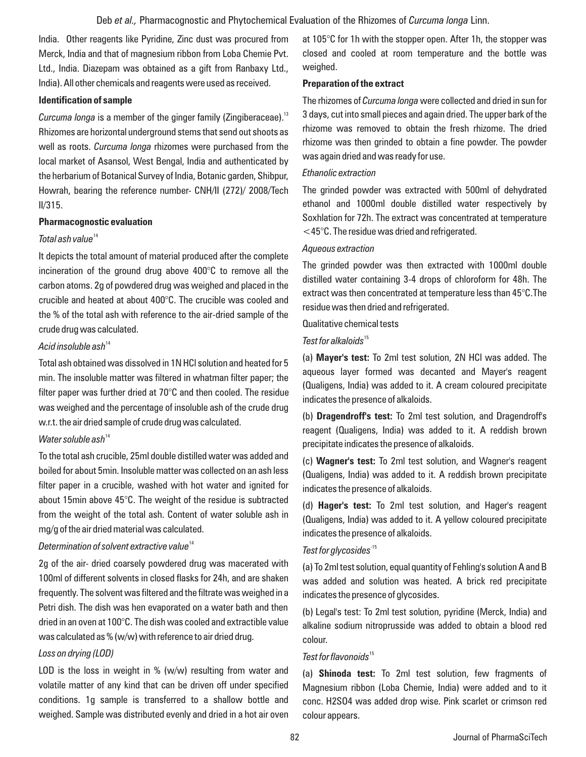India. Other reagents like Pyridine, Zinc dust was procured from Merck, India and that of magnesium ribbon from Loba Chemie Pvt. Ltd., India. Diazepam was obtained as a gift from Ranbaxy Ltd., India). All other chemicals and reagents were used as received.

**Identification of sample**

*Curcuma longa* is a member of the ginger family (Zingiberaceae).[13] Rhizomes are horizontal underground stems that send out shoots as well as roots. *Curcuma longa* rhizomes were purchased from the local market of Asansol, West Bengal, India and authenticated by the herbarium of Botanical Survey of India, Botanic garden, Shibpur, Howrah, bearing the reference number- CNH/II (272)/ 2008/Tech II/315.

**Pharmacognostic evaluation**

*Total ash value*[14]

It depicts the total amount of material produced after the complete incineration of the ground drug above 400°C to remove all the carbon atoms. 2g of powdered drug was weighed and placed in the crucible and heated at about 400°C. The crucible was cooled and the % of the total ash with reference to the air-dried sample of the crude drug was calculated.

*Acid insoluble ash*[14]

Total ash obtained was dissolved in 1N HCl solution and heated for 5 min. The insoluble matter was filtered in whatman filter paper; the filter paper was further dried at 70°C and then cooled. The residue was weighed and the percentage of insoluble ash of the crude drug w.r.t. the air dried sample of crude drug was calculated.

*Water soluble ash*[14]

To the total ash crucible, 25ml double distilled water was added and boiled for about 5min. Insoluble matter was collected on an ash less filter paper in a crucible, washed with hot water and ignited for about 15min above 45°C. The weight of the residue is subtracted from the weight of the total ash. Content of water soluble ash in mg/g of the air dried material was calculated.

*Determination of solvent extractive value*[14]

2g of the air- dried coarsely powdered drug was macerated with 100ml of different solvents in closed flasks for 24h, and are shaken frequently. The solvent was filtered and the filtrate was weighed in a Petri dish. The dish was hen evaporated on a water bath and then dried in an oven at 100°C. The dish was cooled and extractible value was calculated as % (w/w) with reference to air dried drug.

*Loss on drying (LOD)*

LOD is the loss in weight in % (w/w) resulting from water and volatile matter of any kind that can be driven off under specified conditions. 1g sample is transferred to a shallow bottle and weighed. Sample was distributed evenly and dried in a hot air oven at 105°C for 1h with the stopper open. After 1h, the stopper was closed and cooled at room temperature and the bottle was weighed.

**Preparation of the extract**

The rhizomes of *Curcuma longa* were collected and dried in sun for 3 days, cut into small pieces and again dried. The upper bark of the rhizome was removed to obtain the fresh rhizome. The dried rhizome was then grinded to obtain a fine powder. The powder was again dried and was ready for use.

*Ethanolic extraction*

The grinded powder was extracted with 500ml of dehydrated ethanol and 1000ml double distilled water respectively by Soxhlation for 72h. The extract was concentrated at temperature <45°C. The residue was dried and refrigerated.

*Aqueous extraction*

The grinded powder was then extracted with 1000ml double distilled water containing 3-4 drops of chloroform for 48h. The extract was then concentrated at temperature less than 45°C.The residue was then dried and refrigerated.

Qualitative chemical tests

*Test for alkaloids*[15]

(a) **Mayer's test:** To 2ml test solution, 2N HCl was added. The aqueous layer formed was decanted and Mayer's reagent (Qualigens, India) was added to it. A cream coloured precipitate indicates the presence of alkaloids.

(b) **Dragendroff's test:** To 2ml test solution, and Dragendroff's reagent (Qualigens, India) was added to it. A reddish brown precipitate indicates the presence of alkaloids.

(c) **Wagner's test:** To 2ml test solution, and Wagner's reagent (Qualigens, India) was added to it. A reddish brown precipitate indicates the presence of alkaloids.

(d) **Hager's test:** To 2ml test solution, and Hager's reagent (Qualigens, India) was added to it. A yellow coloured precipitate indicates the presence of alkaloids.

*Test for glycosides*[15]

(a) To 2ml test solution, equal quantity of Fehling's solution A and B was added and solution was heated. A brick red precipitate indicates the presence of glycosides.

(b) Legal's test: To 2ml test solution, pyridine (Merck, India) and alkaline sodium nitroprusside was added to obtain a blood red colour.

*Test for flavonoids*[15]

(a) **Shinoda test:** To 2ml test solution, few fragments of Magnesium ribbon (Loba Chemie, India) were added and to it conc. $H_2SO_4$ was added drop wise. Pink scarlet or crimson red colour appears.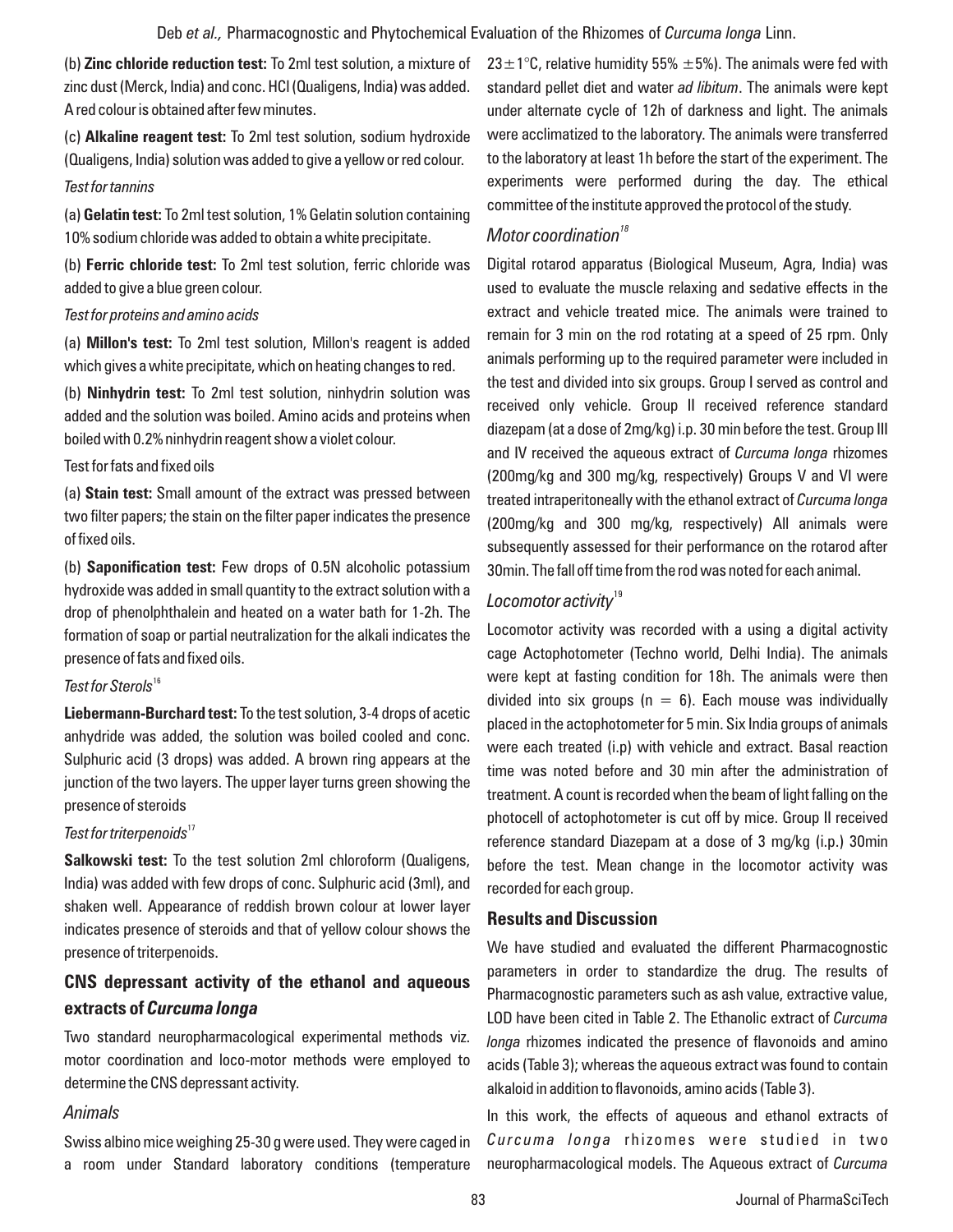(b) **Zinc chloride reduction test:** To 2ml test solution, a mixture of zinc dust (Merck, India) and conc. HCl (Qualigens, India) was added. A red colour is obtained after few minutes.

(c) **Alkaline reagent test:** To 2ml test solution, sodium hydroxide (Qualigens, India) solution was added to give a yellow or red colour.

*Test for tannins*

(a) **Gelatin test:** To 2ml test solution, 1% Gelatin solution containing 10% sodium chloride was added to obtain a white precipitate.

(b) **Ferric chloride test:** To 2ml test solution, ferric chloride was added to give a blue green colour.

*Test for proteins and amino acids*

(a) **Millon's test:** To 2ml test solution, Millon's reagent is added which gives a white precipitate, which on heating changes to red.

(b) **Ninhydrin test:** To 2ml test solution, ninhydrin solution was added and the solution was boiled. Amino acids and proteins when boiled with 0.2% ninhydrin reagent show a violet colour.

Test for fats and fixed oils

(a) **Stain test:** Small amount of the extract was pressed between two filter papers; the stain on the filter paper indicates the presence of fixed oils.

(b) **Saponification test:** Few drops of 0.5N alcoholic potassium hydroxide was added in small quantity to the extract solution with a drop of phenolphthalein and heated on a water bath for 1-2h. The formation of soap or partial neutralization for the alkali indicates the presence of fats and fixed oils.

*Test for Sterols*[16]

**Liebermann-Burchard test:** To the test solution, 3-4 drops of acetic anhydride was added, the solution was boiled cooled and conc. Sulphuric acid (3 drops) was added. A brown ring appears at the junction of the two layers. The upper layer turns green showing the presence of steroids

*Test for triterpenoids*[17]

**Salkowski test:** To the test solution 2ml chloroform (Qualigens, India) was added with few drops of conc. Sulphuric acid (3ml), and shaken well. Appearance of reddish brown colour at lower layer indicates presence of steroids and that of yellow colour shows the presence of triterpenoids.

## CNS depressant activity of the ethanol and aqueous extracts of *Curcuma longa*

Two standard neuropharmacological experimental methods viz. motor coordination and loco-motor methods were employed to determine the CNS depressant activity.

### *Animals*

Swiss albino mice weighing 25-30 g were used. They were caged in a room under Standard laboratory conditions (temperature 23±1°C, relative humidity 55% ±5%). The animals were fed with standard pellet diet and water *ad libitum*. The animals were kept under alternate cycle of 12h of darkness and light. The animals were acclimatized to the laboratory. The animals were transferred to the laboratory at least 1h before the start of the experiment. The experiments were performed during the day. The ethical committee of the institute approved the protocol of the study.

### *Motor coordination*[18]

Digital rotarod apparatus (Biological Museum, Agra, India) was used to evaluate the muscle relaxing and sedative effects in the extract and vehicle treated mice. The animals were trained to remain for 3 min on the rod rotating at a speed of 25 rpm. Only animals performing up to the required parameter were included in the test and divided into six groups. Group I served as control and received only vehicle. Group II received reference standard diazepam (at a dose of 2mg/kg) i.p. 30 min before the test. Group III and IV received the aqueous extract of *Curcuma longa* rhizomes (200mg/kg and 300 mg/kg, respectively) Groups V and VI were treated intraperitoneally with the ethanol extract of *Curcuma longa* (200mg/kg and 300 mg/kg, respectively) All animals were subsequently assessed for their performance on the rotarod after 30min. The fall off time from the rod was noted for each animal.

### *Locomotor activity*[19]

Locomotor activity was recorded with a using a digital activity cage Actophotometer (Techno world, Delhi India). The animals were kept at fasting condition for 18h. The animals were then divided into six groups (n = 6). Each mouse was individually placed in the actophotometer for 5 min. Six India groups of animals were each treated (i.p) with vehicle and extract. Basal reaction time was noted before and 30 min after the administration of treatment. A count is recorded when the beam of light falling on the photocell of actophotometer is cut off by mice. Group II received reference standard Diazepam at a dose of 3 mg/kg (i.p.) 30min before the test. Mean change in the locomotor activity was recorded for each group.

## Results and Discussion

We have studied and evaluated the different Pharmacognostic parameters in order to standardize the drug. The results of Pharmacognostic parameters such as ash value, extractive value, LOD have been cited in Table 2. The Ethanolic extract of *Curcuma longa* rhizomes indicated the presence of flavonoids and amino acids (Table 3); whereas the aqueous extract was found to contain alkaloid in addition to flavonoids, amino acids (Table 3).

In this work, the effects of aqueous and ethanol extracts of *Curcuma longa* rhizomes were studied in two neuropharmacological models. The Aqueous extract of *Curcuma*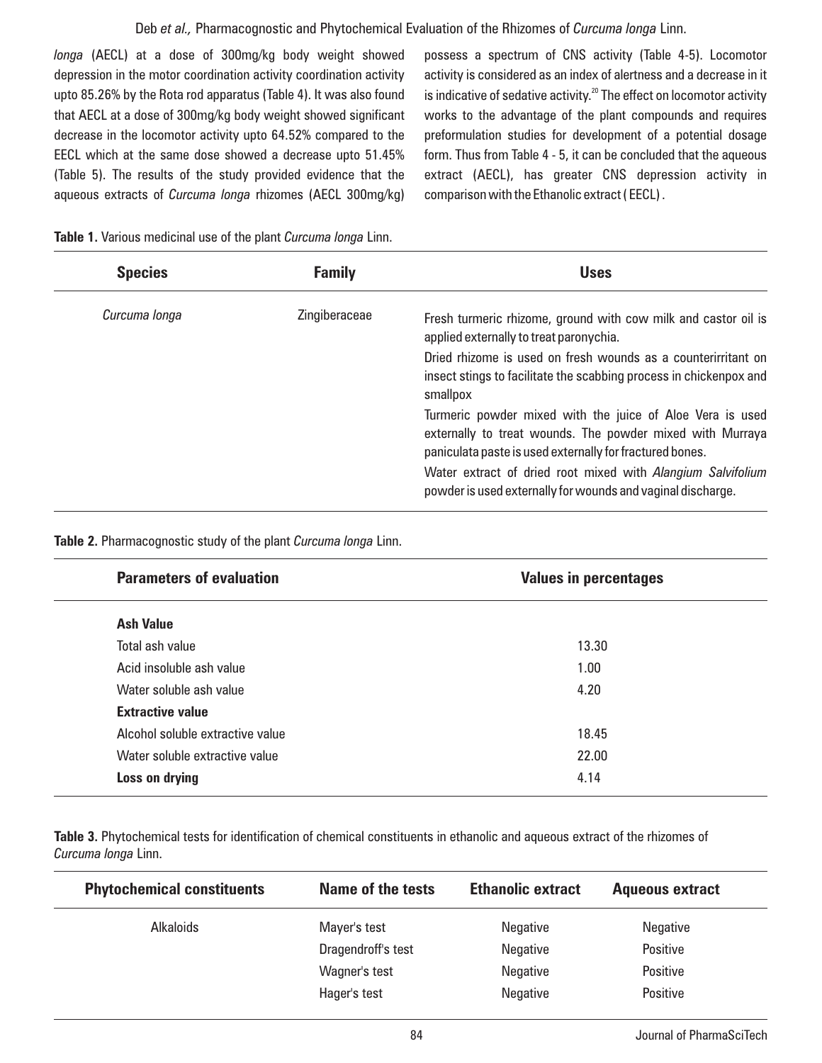*longa* (AECL) at a dose of 300mg/kg body weight showed depression in the motor coordination activity coordination activity upto 85.26% by the Rota rod apparatus (Table 4). It was also found that AECL at a dose of 300mg/kg body weight showed significant decrease in the locomotor activity upto 64.52% compared to the EECL which at the same dose showed a decrease upto 51.45% (Table 5). The results of the study provided evidence that the aqueous extracts of *Curcuma longa* rhizomes (AECL 300mg/kg) possess a spectrum of CNS activity (Table 4-5). Locomotor activity is considered as an index of alertness and a decrease in it is indicative of sedative activity.[20] The effect on locomotor activity works to the advantage of the plant compounds and requires preformulation studies for development of a potential dosage form. Thus from Table 4 - 5, it can be concluded that the aqueous extract (AECL), has greater CNS depression activity in comparison with the Ethanolic extract ( EECL) .

**Table 1.** Various medicinal use of the plant *Curcuma longa* Linn.

| Species | Family | Uses |
|---|---|---|
| *Curcuma longa* | Zingiberaceae | Fresh turmeric rhizome, ground with cow milk and castor oil is applied externally to treat paronychia.<br>Dried rhizome is used on fresh wounds as a counterirritant on insect stings to facilitate the scabbing process in chickenpox and smallpox<br>Turmeric powder mixed with the juice of Aloe Vera is used externally to treat wounds. The powder mixed with Murraya paniculata paste is used externally for fractured bones.<br>Water extract of dried root mixed with *Alangium Salvifolium* powder is used externally for wounds and vaginal discharge. |

**Table 2.** Pharmacognostic study of the plant *Curcuma longa* Linn.

| Parameters of evaluation | Values in percentages |
|---|---|
| **Ash Value** | |
| Total ash value | 13.30 |
| Acid insoluble ash value | 1.00 |
| Water soluble ash value | 4.20 |
| **Extractive value** | |
| Alcohol soluble extractive value | 18.45 |
| Water soluble extractive value | 22.00 |
| **Loss on drying** | 4.14 |

**Table 3.** Phytochemical tests for identification of chemical constituents in ethanolic and aqueous extract of the rhizomes of *Curcuma longa* Linn.

| Phytochemical constituents | Name of the tests | Ethanolic extract | Aqueous extract |
|---|---|---|---|
| Alkaloids | Mayer's test | Negative | Negative |
| | Dragendroff's test | Negative | Positive |
| | Wagner's test | Negative | Positive |
| | Hager's test | Negative | Positive |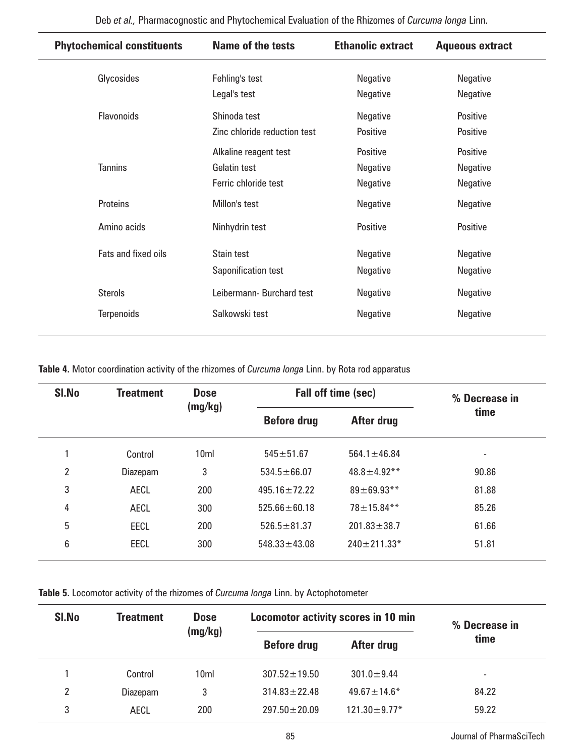| Phytochemical constituents | Name of the tests | Ethanolic extract | Aqueous extract |
|---|---|---|---|
| Glycosides | Fehling's test | Negative | Negative |
| | Legal's test | Negative | Negative |
| Flavonoids | Shinoda test | Negative | Positive |
| | Zinc chloride reduction test | Positive | Positive |
| | Alkaline reagent test | Positive | Positive |
| Tannins | Gelatin test | Negative | Negative |
| | Ferric chloride test | Negative | Negative |
| Proteins | Millon's test | Negative | Negative |
| Amino acids | Ninhydrin test | Positive | Positive |
| Fats and fixed oils | Stain test | Negative | Negative |
| | Saponification test | Negative | Negative |
| Sterols | Leibermann- Burchard test | Negative | Negative |
| Terpenoids | Salkowski test | Negative | Negative |

**Table 4.** Motor coordination activity of the rhizomes of *Curcuma longa* Linn. by Rota rod apparatus

| Sl.No | Treatment | Dose (mg/kg) | Fall off time (sec) | | % Decrease in time |
|---|---|---|---|---|---|
| | | | Before drug | After drug | |
| 1 | Control | 10ml | 545±51.67 | 564.1±46.84 | - |
| 2 | Diazepam | 3 | 534.5±66.07 | 48.8±4.92** | 90.86 |
| 3 | AECL | 200 | 495.16±72.22 | 89±69.93** | 81.88 |
| 4 | AECL | 300 | 525.66±60.18 | 78±15.84** | 85.26 |
| 5 | EECL | 200 | 526.5±81.37 | 201.83±38.7 | 61.66 |
| 6 | EECL | 300 | 548.33±43.08 | 240±211.33* | 51.81 |

**Table 5.** Locomotor activity of the rhizomes of *Curcuma longa* Linn. by Actophotometer

| Sl.No | Treatment | Dose (mg/kg) | Locomotor activity scores in 10 min | | % Decrease in time |
|---|---|---|---|---|---|
| | | | Before drug | After drug | |
| 1 | Control | 10ml | 307.52±19.50 | 301.0±9.44 | - |
| 2 | Diazepam | 3 | 314.83±22.48 | 49.67±14.6* | 84.22 |
| 3 | AECL | 200 | 297.50±20.09 | 121.30±9.77* | 59.22 |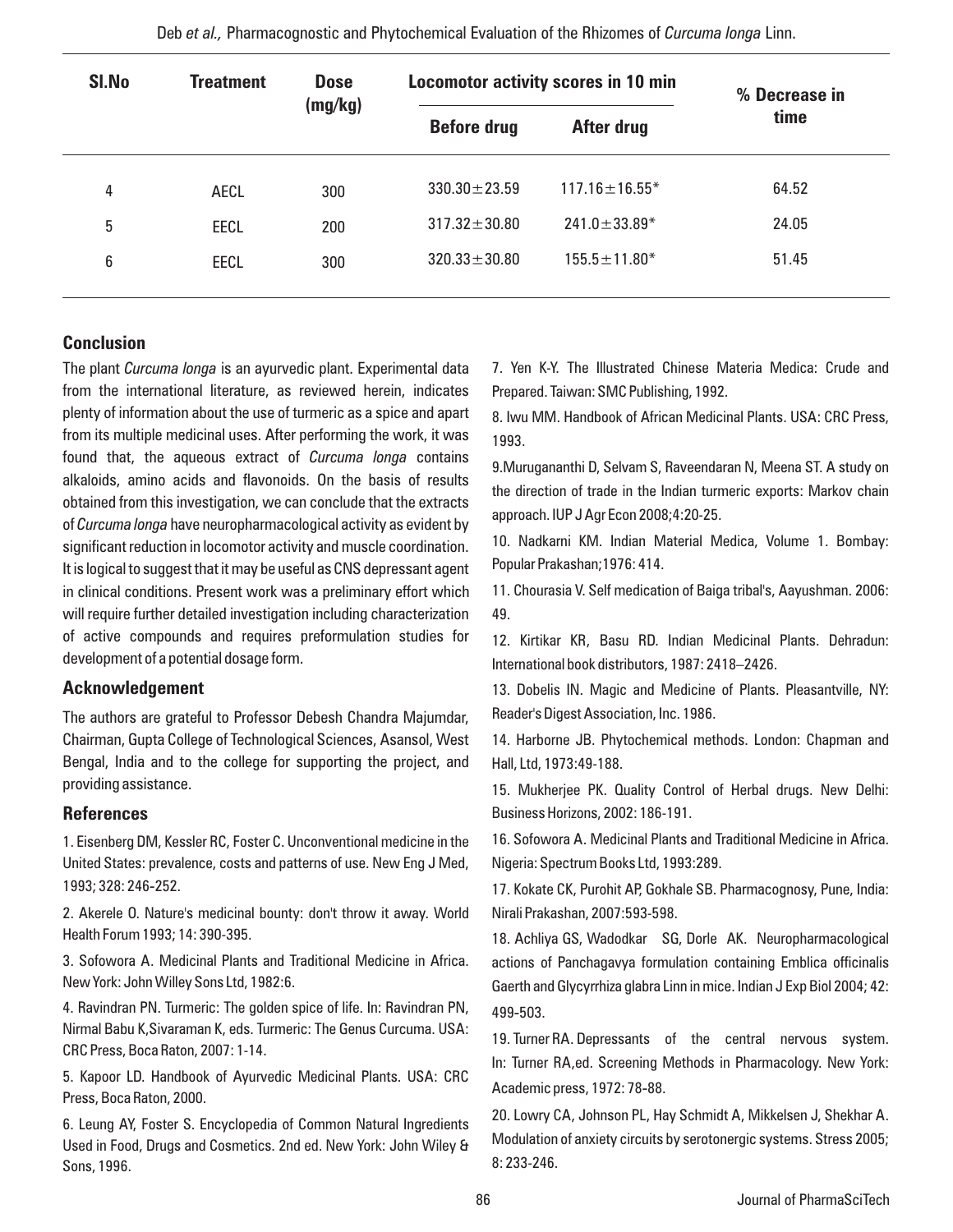| Sl.No | Treatment | Dose (mg/kg) | Locomotor activity scores in 10 min | | % Decrease in time |
|---|---|---|---|---|---|
| | | | Before drug | After drug | |
| 4 | AECL | 300 | 330.30±23.59 | 117.16±16.55* | 64.52 |
| 5 | EECL | 200 | 317.32±30.80 | 241.0±33.89* | 24.05 |
| 6 | EECL | 300 | 320.33±30.80 | 155.5±11.80* | 51.45 |

## Conclusion

The plant *Curcuma longa* is an ayurvedic plant. Experimental data from the international literature, as reviewed herein, indicates plenty of information about the use of turmeric as a spice and apart from its multiple medicinal uses. After performing the work, it was found that, the aqueous extract of *Curcuma longa* contains alkaloids, amino acids and flavonoids. On the basis of results obtained from this investigation, we can conclude that the extracts of *Curcuma longa* have neuropharmacological activity as evident by significant reduction in locomotor activity and muscle coordination. It is logical to suggest that it may be useful as CNS depressant agent in clinical conditions. Present work was a preliminary effort which will require further detailed investigation including characterization of active compounds and requires preformulation studies for development of a potential dosage form.

## Acknowledgement

The authors are grateful to Professor Debesh Chandra Majumdar, Chairman, Gupta College of Technological Sciences, Asansol, West Bengal, India and to the college for supporting the project, and providing assistance.

## References

1. Eisenberg DM, Kessler RC, Foster C. Unconventional medicine in the United States: prevalence, costs and patterns of use. New Eng J Med, 1993; 328: 246-252.

2. Akerele O. Nature's medicinal bounty: don't throw it away. World Health Forum 1993; 14: 390-395.

3. Sofowora A. Medicinal Plants and Traditional Medicine in Africa. New York: John Willey Sons Ltd, 1982:6.

4. Ravindran PN. Turmeric: The golden spice of life. In: Ravindran PN, Nirmal Babu K,Sivaraman K, eds. Turmeric: The Genus Curcuma. USA: CRC Press, Boca Raton, 2007: 1-14.

5. Kapoor LD. Handbook of Ayurvedic Medicinal Plants. USA: CRC Press, Boca Raton, 2000.

6. Leung AY, Foster S. Encyclopedia of Common Natural Ingredients Used in Food, Drugs and Cosmetics. 2nd ed. New York: John Wiley & Sons, 1996.

7. Yen K-Y. The Illustrated Chinese Materia Medica: Crude and Prepared. Taiwan: SMC Publishing, 1992.

8. Iwu MM. Handbook of African Medicinal Plants. USA: CRC Press, 1993.

9.Murugananthi D, Selvam S, Raveendaran N, Meena ST. A study on the direction of trade in the Indian turmeric exports: Markov chain approach. IUP J Agr Econ 2008;4:20-25.

10. Nadkarni KM. Indian Material Medica, Volume 1. Bombay: Popular Prakashan;1976: 414.

11. Chourasia V. Self medication of Baiga tribal's, Aayushman. 2006: 49.

12. Kirtikar KR, Basu RD. Indian Medicinal Plants. Dehradun: International book distributors, 1987: 2418–2426.

13. Dobelis IN. Magic and Medicine of Plants. Pleasantville, NY: Reader's Digest Association, Inc. 1986.

14. Harborne JB. Phytochemical methods. London: Chapman and Hall, Ltd, 1973:49-188.

15. Mukherjee PK. Quality Control of Herbal drugs. New Delhi: Business Horizons, 2002: 186-191.

16. Sofowora A. Medicinal Plants and Traditional Medicine in Africa. Nigeria: Spectrum Books Ltd, 1993:289.

17. Kokate CK, Purohit AP, Gokhale SB. Pharmacognosy, Pune, India: Nirali Prakashan, 2007:593-598.

18. Achliya GS, Wadodkar SG, Dorle AK. Neuropharmacological actions of Panchagavya formulation containing Emblica officinalis Gaerth and Glycyrrhiza glabra Linn in mice. Indian J Exp Biol 2004; 42: 499-503.

19. Turner RA. Depressants of the central nervous system. In: Turner RA,ed. Screening Methods in Pharmacology. New York: Academic press, 1972: 78-88.

20. Lowry CA, Johnson PL, Hay Schmidt A, Mikkelsen J, Shekhar A. Modulation of anxiety circuits by serotonergic systems. Stress 2005; 8: 233-246.